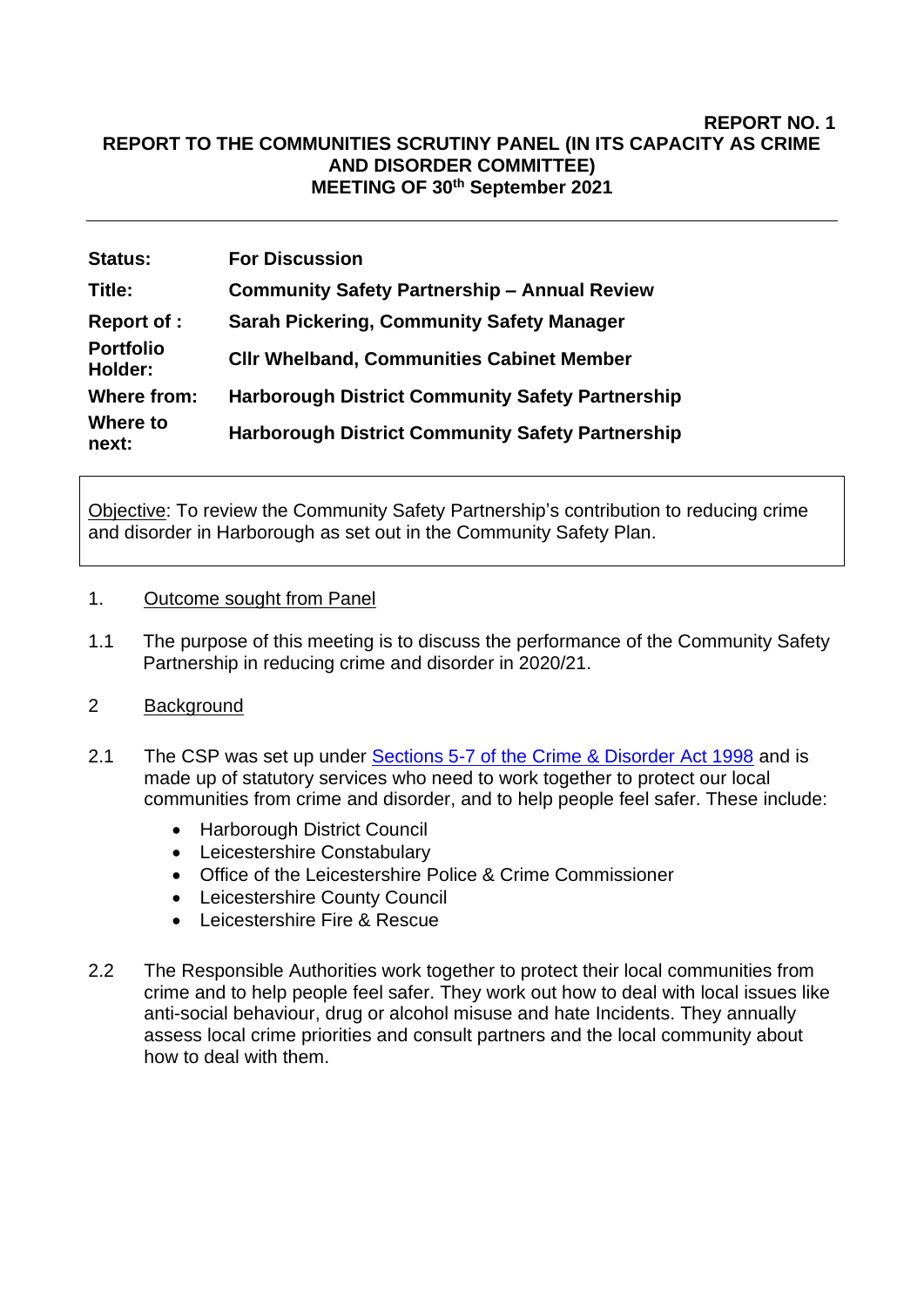**REPORT NO. 1**

**REPORT TO THE COMMUNITIES SCRUTINY PANEL (IN ITS CAPACITY AS CRIME AND DISORDER COMMITTEE)**
**MEETING OF 30th September 2021**

---

| | |
|---|---|
| **Status:** | **For Discussion** |
| **Title:** | **Community Safety Partnership – Annual Review** |
| **Report of :** | **Sarah Pickering, Community Safety Manager** |
| **Portfolio Holder:** | **Cllr Whelband, Communities Cabinet Member** |
| **Where from:** | **Harborough District Community Safety Partnership** |
| **Where to next:** | **Harborough District Community Safety Partnership** |

Objective: To review the Community Safety Partnership's contribution to reducing crime and disorder in Harborough as set out in the Community Safety Plan.

1. Outcome sought from Panel

1.1 The purpose of this meeting is to discuss the performance of the Community Safety Partnership in reducing crime and disorder in 2020/21.

2 Background

2.1 The CSP was set up under [Sections 5-7 of the Crime & Disorder Act 1998] and is made up of statutory services who need to work together to protect our local communities from crime and disorder, and to help people feel safer. These include:

- Harborough District Council
- Leicestershire Constabulary
- Office of the Leicestershire Police & Crime Commissioner
- Leicestershire County Council
- Leicestershire Fire & Rescue

2.2 The Responsible Authorities work together to protect their local communities from crime and to help people feel safer. They work out how to deal with local issues like anti-social behaviour, drug or alcohol misuse and hate Incidents. They annually assess local crime priorities and consult partners and the local community about how to deal with them.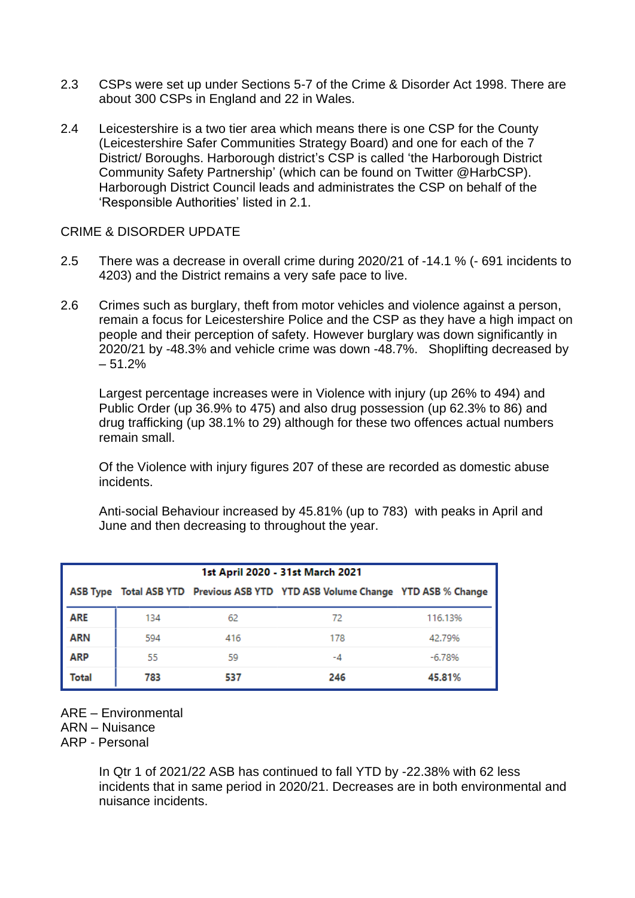2.3 CSPs were set up under Sections 5-7 of the Crime & Disorder Act 1998. There are about 300 CSPs in England and 22 in Wales.

2.4 Leicestershire is a two tier area which means there is one CSP for the County (Leicestershire Safer Communities Strategy Board) and one for each of the 7 District/ Boroughs. Harborough district's CSP is called 'the Harborough District Community Safety Partnership' (which can be found on Twitter @HarbCSP). Harborough District Council leads and administrates the CSP on behalf of the 'Responsible Authorities' listed in 2.1.

CRIME & DISORDER UPDATE

2.5 There was a decrease in overall crime during 2020/21 of -14.1 % (- 691 incidents to 4203) and the District remains a very safe pace to live.

2.6 Crimes such as burglary, theft from motor vehicles and violence against a person, remain a focus for Leicestershire Police and the CSP as they have a high impact on people and their perception of safety. However burglary was down significantly in 2020/21 by -48.3% and vehicle crime was down -48.7%. Shoplifting decreased by – 51.2%

Largest percentage increases were in Violence with injury (up 26% to 494) and Public Order (up 36.9% to 475) and also drug possession (up 62.3% to 86) and drug trafficking (up 38.1% to 29) although for these two offences actual numbers remain small.

Of the Violence with injury figures 207 of these are recorded as domestic abuse incidents.

Anti-social Behaviour increased by 45.81% (up to 783) with peaks in April and June and then decreasing to throughout the year.

**1st April 2020 - 31st March 2021**

| ASB Type | Total ASB YTD | Previous ASB YTD | YTD ASB Volume Change | YTD ASB % Change |
|---|---|---|---|---|
| ARE | 134 | 62 | 72 | 116.13% |
| ARN | 594 | 416 | 178 | 42.79% |
| ARP | 55 | 59 | -4 | -6.78% |
| **Total** | **783** | **537** | **246** | **45.81%** |

ARE – Environmental
ARN – Nuisance
ARP - Personal

In Qtr 1 of 2021/22 ASB has continued to fall YTD by -22.38% with 62 less incidents that in same period in 2020/21. Decreases are in both environmental and nuisance incidents.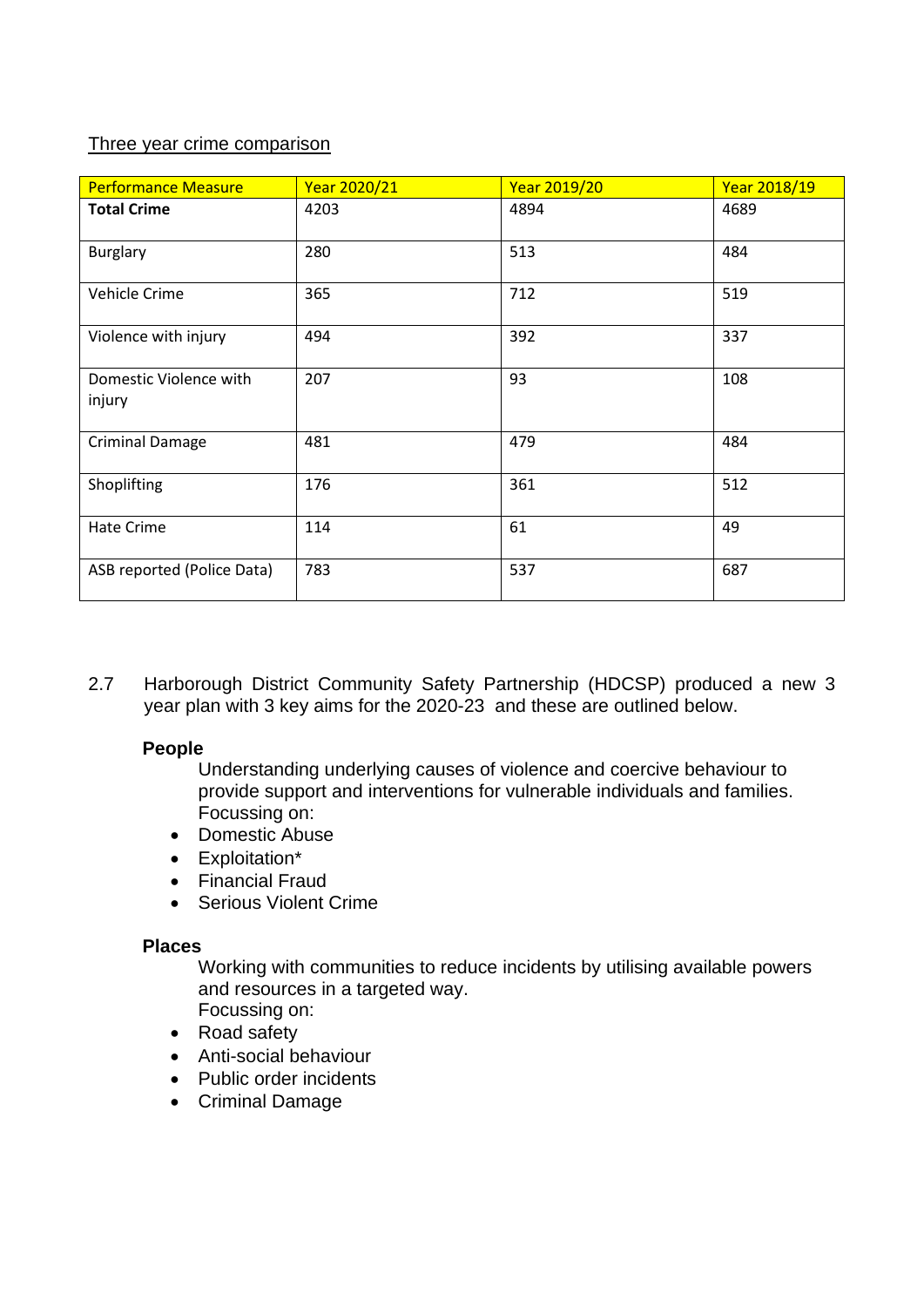Three year crime comparison

| Performance Measure | Year 2020/21 | Year 2019/20 | Year 2018/19 |
| --- | --- | --- | --- |
| **Total Crime** | 4203 | 4894 | 4689 |
| Burglary | 280 | 513 | 484 |
| Vehicle Crime | 365 | 712 | 519 |
| Violence with injury | 494 | 392 | 337 |
| Domestic Violence with injury | 207 | 93 | 108 |
| Criminal Damage | 481 | 479 | 484 |
| Shoplifting | 176 | 361 | 512 |
| Hate Crime | 114 | 61 | 49 |
| ASB reported (Police Data) | 783 | 537 | 687 |

2.7 Harborough District Community Safety Partnership (HDCSP) produced a new 3 year plan with 3 key aims for the 2020-23 and these are outlined below.

**People**

Understanding underlying causes of violence and coercive behaviour to provide support and interventions for vulnerable individuals and families.
Focussing on:

- Domestic Abuse
- Exploitation*
- Financial Fraud
- Serious Violent Crime

**Places**

Working with communities to reduce incidents by utilising available powers and resources in a targeted way.
Focussing on:

- Road safety
- Anti-social behaviour
- Public order incidents
- Criminal Damage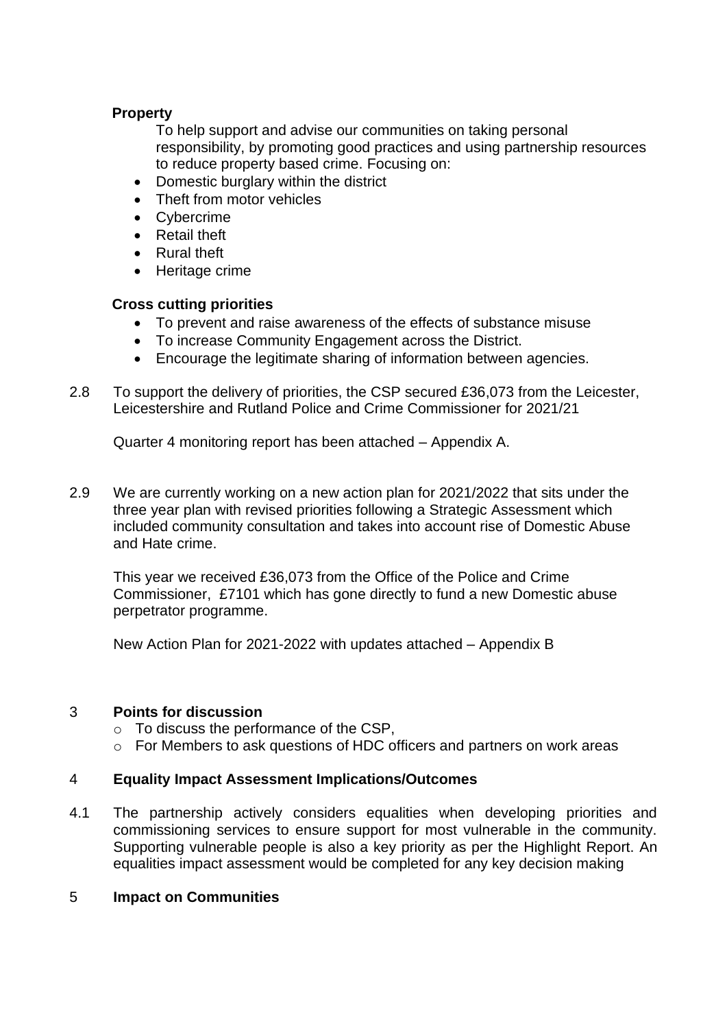**Property**

To help support and advise our communities on taking personal responsibility, by promoting good practices and using partnership resources to reduce property based crime. Focusing on:

- Domestic burglary within the district
- Theft from motor vehicles
- Cybercrime
- Retail theft
- Rural theft
- Heritage crime

**Cross cutting priorities**

- To prevent and raise awareness of the effects of substance misuse
- To increase Community Engagement across the District.
- Encourage the legitimate sharing of information between agencies.

2.8 To support the delivery of priorities, the CSP secured £36,073 from the Leicester, Leicestershire and Rutland Police and Crime Commissioner for 2021/21

Quarter 4 monitoring report has been attached – Appendix A.

2.9 We are currently working on a new action plan for 2021/2022 that sits under the three year plan with revised priorities following a Strategic Assessment which included community consultation and takes into account rise of Domestic Abuse and Hate crime.

This year we received £36,073 from the Office of the Police and Crime Commissioner, £7101 which has gone directly to fund a new Domestic abuse perpetrator programme.

New Action Plan for 2021-2022 with updates attached – Appendix B

## 3 Points for discussion

- To discuss the performance of the CSP,
- For Members to ask questions of HDC officers and partners on work areas

## 4 Equality Impact Assessment Implications/Outcomes

4.1 The partnership actively considers equalities when developing priorities and commissioning services to ensure support for most vulnerable in the community. Supporting vulnerable people is also a key priority as per the Highlight Report. An equalities impact assessment would be completed for any key decision making

## 5 Impact on Communities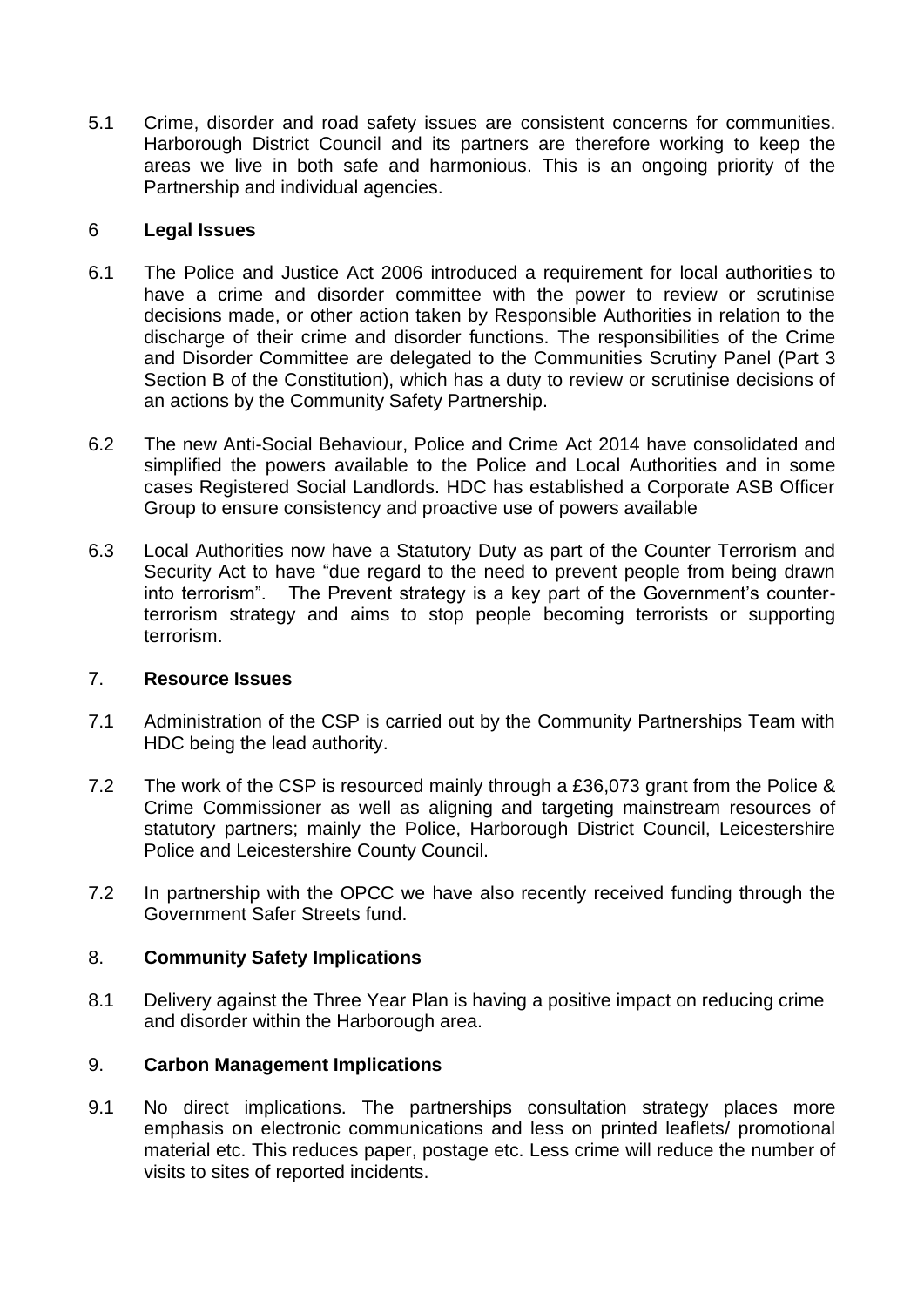5.1 Crime, disorder and road safety issues are consistent concerns for communities. Harborough District Council and its partners are therefore working to keep the areas we live in both safe and harmonious. This is an ongoing priority of the Partnership and individual agencies.

## 6 **Legal Issues**

6.1 The Police and Justice Act 2006 introduced a requirement for local authorities to have a crime and disorder committee with the power to review or scrutinise decisions made, or other action taken by Responsible Authorities in relation to the discharge of their crime and disorder functions. The responsibilities of the Crime and Disorder Committee are delegated to the Communities Scrutiny Panel (Part 3 Section B of the Constitution), which has a duty to review or scrutinise decisions of an actions by the Community Safety Partnership.

6.2 The new Anti-Social Behaviour, Police and Crime Act 2014 have consolidated and simplified the powers available to the Police and Local Authorities and in some cases Registered Social Landlords. HDC has established a Corporate ASB Officer Group to ensure consistency and proactive use of powers available

6.3 Local Authorities now have a Statutory Duty as part of the Counter Terrorism and Security Act to have "due regard to the need to prevent people from being drawn into terrorism". The Prevent strategy is a key part of the Government's counter-terrorism strategy and aims to stop people becoming terrorists or supporting terrorism.

## 7. **Resource Issues**

7.1 Administration of the CSP is carried out by the Community Partnerships Team with HDC being the lead authority.

7.2 The work of the CSP is resourced mainly through a £36,073 grant from the Police & Crime Commissioner as well as aligning and targeting mainstream resources of statutory partners; mainly the Police, Harborough District Council, Leicestershire Police and Leicestershire County Council.

7.2 In partnership with the OPCC we have also recently received funding through the Government Safer Streets fund.

## 8. **Community Safety Implications**

8.1 Delivery against the Three Year Plan is having a positive impact on reducing crime and disorder within the Harborough area.

## 9. **Carbon Management Implications**

9.1 No direct implications. The partnerships consultation strategy places more emphasis on electronic communications and less on printed leaflets/ promotional material etc. This reduces paper, postage etc. Less crime will reduce the number of visits to sites of reported incidents.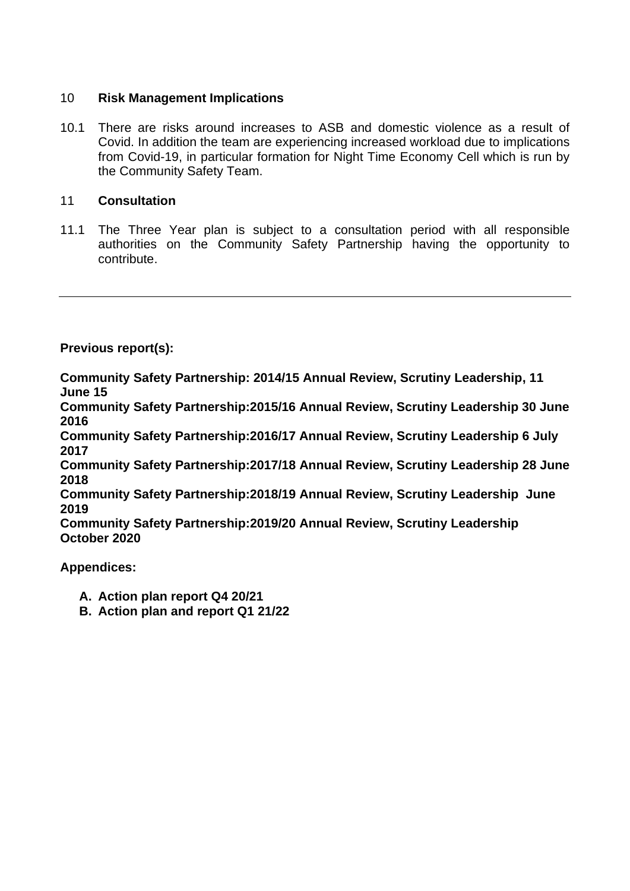## 10 Risk Management Implications

10.1 There are risks around increases to ASB and domestic violence as a result of Covid. In addition the team are experiencing increased workload due to implications from Covid-19, in particular formation for Night Time Economy Cell which is run by the Community Safety Team.

## 11 Consultation

11.1 The Three Year plan is subject to a consultation period with all responsible authorities on the Community Safety Partnership having the opportunity to contribute.

---

**Previous report(s):**

**Community Safety Partnership: 2014/15 Annual Review, Scrutiny Leadership, 11 June 15**
**Community Safety Partnership:2015/16 Annual Review, Scrutiny Leadership 30 June 2016**
**Community Safety Partnership:2016/17 Annual Review, Scrutiny Leadership 6 July 2017**
**Community Safety Partnership:2017/18 Annual Review, Scrutiny Leadership 28 June 2018**
**Community Safety Partnership:2018/19 Annual Review, Scrutiny Leadership June 2019**
**Community Safety Partnership:2019/20 Annual Review, Scrutiny Leadership October 2020**

**Appendices:**

A. **Action plan report Q4 20/21**
B. **Action plan and report Q1 21/22**